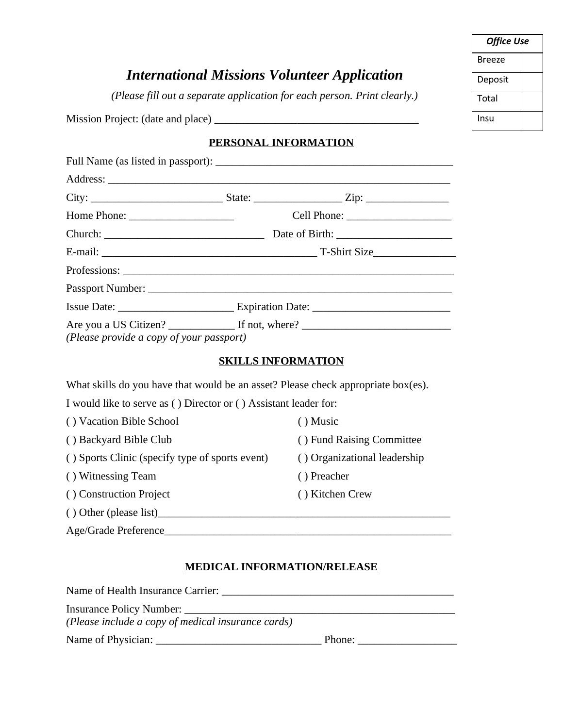| Office Use | |
|---|---|
| Breeze | |
| Deposit | |
| Total | |
| Insu | |

# *International Missions Volunteer Application*

*(Please fill out a separate application for each person. Print clearly.)*

Mission Project: (date and place) ____________________________________

## PERSONAL INFORMATION

Full Name (as listed in passport): ___________________________________________

Address: ______________________________________________________________

City: ________________________ State: _______________ Zip: _______________

Home Phone: ___________________ Cell Phone: ___________________

Church: _____________________________ Date of Birth: _____________________

E-mail: _______________________________________ T-Shirt Size_______________

Professions: ____________________________________________________________

Passport Number: ________________________________________________________

Issue Date: _____________________ Expiration Date: _________________________

Are you a US Citizen? ____________ If not, where? ___________________________

*(Please provide a copy of your passport)*

## SKILLS INFORMATION

What skills do you have that would be an asset? Please check appropriate box(es).

I would like to serve as ( ) Director or ( ) Assistant leader for:

( ) Vacation Bible School

( ) Backyard Bible Club

( ) Sports Clinic (specify type of sports event)

( ) Witnessing Team

( ) Construction Project

( ) Music

( ) Fund Raising Committee

( ) Organizational leadership

( ) Preacher

( ) Kitchen Crew

( ) Other (please list)_______________________________________________________

Age/Grade Preference_____________________________________________________

## MEDICAL INFORMATION/RELEASE

Name of Health Insurance Carrier: ___________________________________________

Insurance Policy Number: __________________________________________________

*(Please include a copy of medical insurance cards)*

Name of Physician: ______________________________ Phone: __________________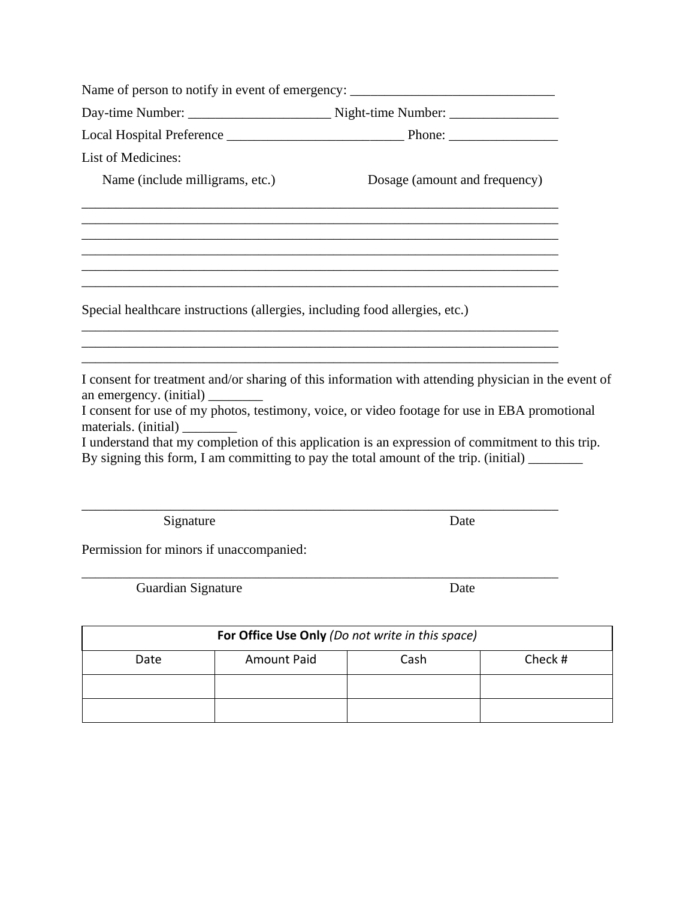Name of person to notify in event of emergency: ______________________________

Day-time Number: _____________________ Night-time Number: ________________

Local Hospital Preference __________________________ Phone: ________________

List of Medicines:

Name (include milligrams, etc.) Dosage (amount and frequency)

_______________________________________________________________________
_______________________________________________________________________
_______________________________________________________________________
_______________________________________________________________________
_______________________________________________________________________
_______________________________________________________________________

Special healthcare instructions (allergies, including food allergies, etc.)

_______________________________________________________________________
_______________________________________________________________________
_______________________________________________________________________

I consent for treatment and/or sharing of this information with attending physician in the event of an emergency. (initial) ________

I consent for use of my photos, testimony, voice, or video footage for use in EBA promotional materials. (initial) ________

I understand that my completion of this application is an expression of commitment to this trip. By signing this form, I am committing to pay the total amount of the trip. (initial) ________

_______________________________________________________________________

Signature Date

Permission for minors if unaccompanied:

_______________________________________________________________________

Guardian Signature Date

| **For Office Use Only** *(Do not write in this space)* | | | |
|---|---|---|---|
| Date | Amount Paid | Cash | Check # |
| | | | |
| | | | |